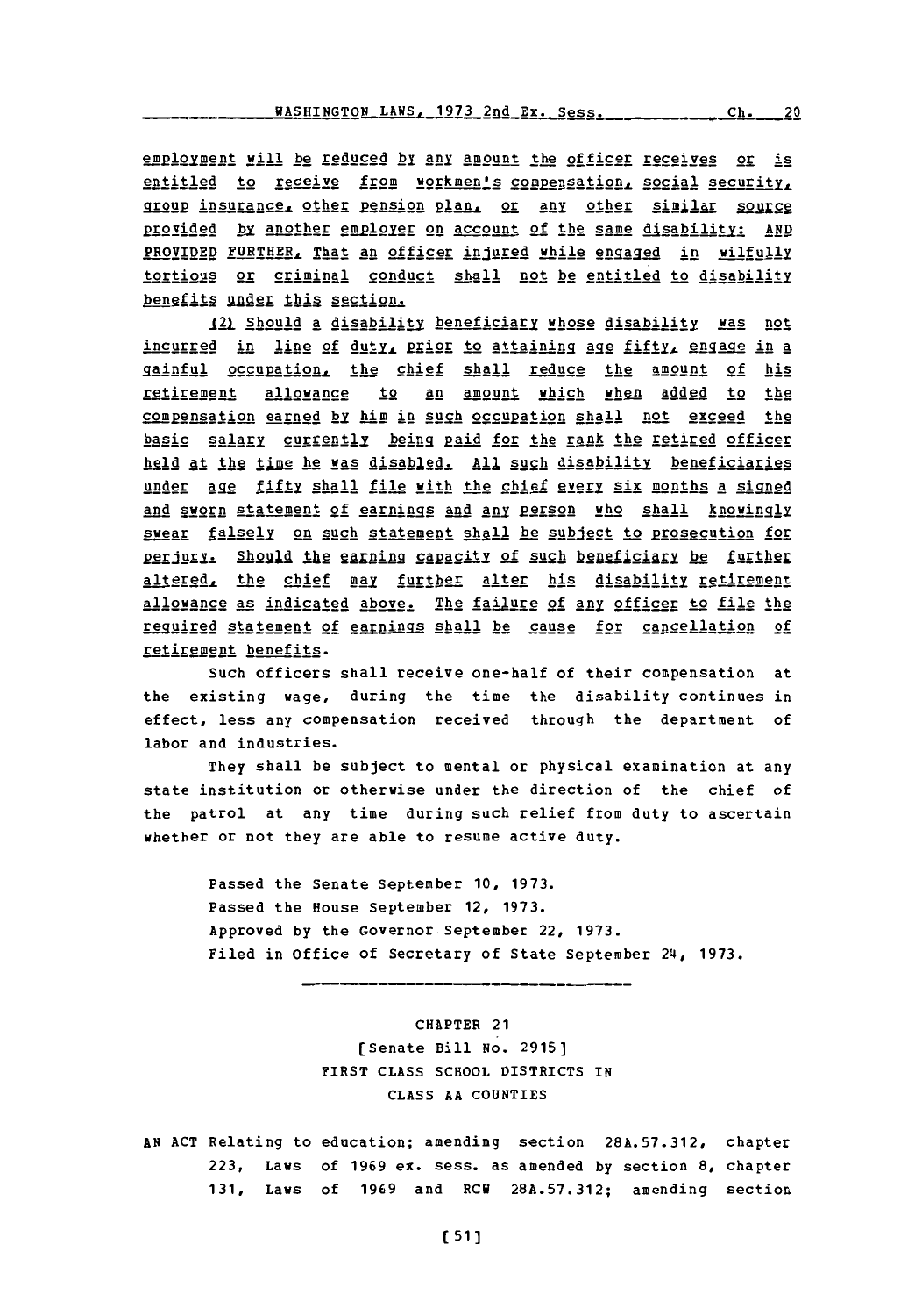employment will be reduced by any amount the officer receives or is entitled to receive from workmen's compensation, social security, group insurance, other pension plan, or any other similar source provided by another employer on account of the same disability: AND PROVIDED FURTHER, That an officer injured while engaged in wilfully tortious or criminal conduct shall not be entitled to disability benefits under this section.

(2) Should a disability beneficiary whose disability was not incurred in line of duty, prior to attaining age fifty, engage in a gainful occupation, the chief shall reduce the amount of his retirement allowance to an amount which when added to the compensation earned by him in such occupation shall not exceed the basic salary currently being paid for the rank the retired officer held at the time he was disabled. All such disability beneficiaries under age fifty shall file with the chief every six months a signed and sworn statement of earnings and any person who shall knowingly swear falsely on such statement shall be subject to prosecution for perjury. Should the earning capacity of such beneficiary be further altered, the chief may further alter his disability retirement allowance as indicated above. The failure of any officer to file the required statement of earnings shall be cause for cancellation of retirement benefits.

Such officers shall receive one-half of their compensation at the existing wage, during the time the disability continues in effect, less any compensation received through the department of labor and industries.

They shall be subject to mental or physical examination at any state institution or otherwise under the direction of the chief of the patrol at any time during such relief from duty to ascertain whether or not they are able to resume active duty.

Passed the Senate September 10, 1973.
Passed the House September 12, 1973.
Approved by the Governor September 22, 1973.
Filed in Office of Secretary of State September 24, 1973.

---

## CHAPTER 21

[Senate Bill No. 2915]

FIRST CLASS SCHOOL DISTRICTS IN CLASS AA COUNTIES

AN ACT Relating to education; amending section 28A.57.312, chapter 223, Laws of 1969 ex. sess. as amended by section 8, chapter 131, Laws of 1969 and RCW 28A.57.312; amending section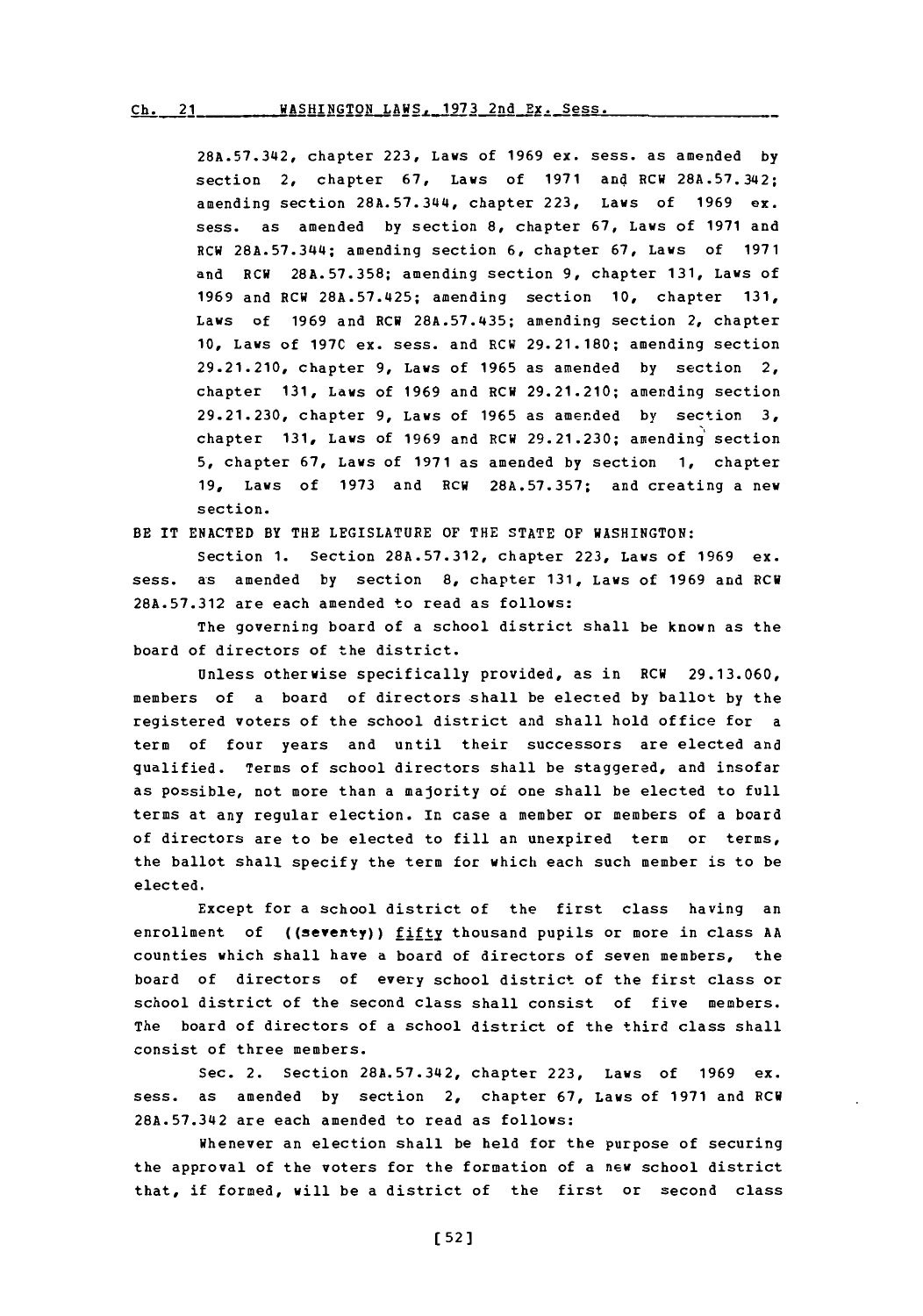28A.57.342, chapter 223, Laws of 1969 ex. sess. as amended by section 2, chapter 67, Laws of 1971 and RCW 28A.57.342; amending section 28A.57.344, chapter 223, Laws of 1969 ex. sess. as amended by section 8, chapter 67, Laws of 1971 and RCW 28A.57.344; amending section 6, chapter 67, Laws of 1971 and RCW 28A.57.358; amending section 9, chapter 131, Laws of 1969 and RCW 28A.57.425; amending section 10, chapter 131, Laws of 1969 and RCW 28A.57.435; amending section 2, chapter 10, Laws of 1970 ex. sess. and RCW 29.21.180; amending section 29.21.210, chapter 9, Laws of 1965 as amended by section 2, chapter 131, Laws of 1969 and RCW 29.21.210; amending section 29.21.230, chapter 9, Laws of 1965 as amended by section 3, chapter 131, Laws of 1969 and RCW 29.21.230; amending section 5, chapter 67, Laws of 1971 as amended by section 1, chapter 19, Laws of 1973 and RCW 28A.57.357; and creating a new section.

BE IT ENACTED BY THE LEGISLATURE OF THE STATE OF WASHINGTON:

Section 1. Section 28A.57.312, chapter 223, Laws of 1969 ex. sess. as amended by section 8, chapter 131, Laws of 1969 and RCW 28A.57.312 are each amended to read as follows:

The governing board of a school district shall be known as the board of directors of the district.

Unless otherwise specifically provided, as in RCW 29.13.060, members of a board of directors shall be elected by ballot by the registered voters of the school district and shall hold office for a term of four years and until their successors are elected and qualified. Terms of school directors shall be staggered, and insofar as possible, not more than a majority of one shall be elected to full terms at any regular election. In case a member or members of a board of directors are to be elected to fill an unexpired term or terms, the ballot shall specify the term for which each such member is to be elected.

Except for a school district of the first class having an enrollment of ((seventy)) fifty thousand pupils or more in class AA counties which shall have a board of directors of seven members, the board of directors of every school district of the first class or school district of the second class shall consist of five members. The board of directors of a school district of the third class shall consist of three members.

Sec. 2. Section 28A.57.342, chapter 223, Laws of 1969 ex. sess. as amended by section 2, chapter 67, Laws of 1971 and RCW 28A.57.342 are each amended to read as follows:

Whenever an election shall be held for the purpose of securing the approval of the voters for the formation of a new school district that, if formed, will be a district of the first or second class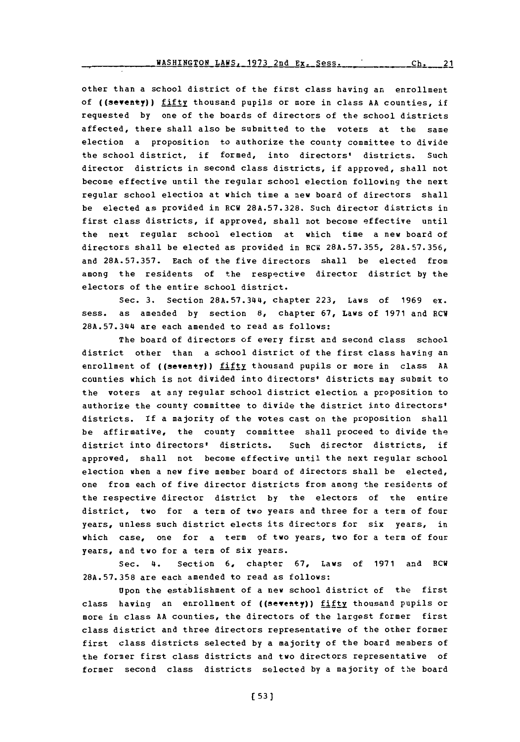other than a school district of the first class having an enrollment of ((seventy)) fifty thousand pupils or more in class AA counties, if requested by one of the boards of directors of the school districts affected, there shall also be submitted to the voters at the same election a proposition to authorize the county committee to divide the school district, if formed, into directors' districts. Such director districts in second class districts, if approved, shall not become effective until the regular school election following the next regular school election at which time a new board of directors shall be elected as provided in RCW 28A.57.328. Such director districts in first class districts, if approved, shall not become effective until the next regular school election at which time a new board of directors shall be elected as provided in RCW 28A.57.355, 28A.57.356, and 28A.57.357. Each of the five directors shall be elected from among the residents of the respective director district by the electors of the entire school district.

Sec. 3. Section 28A.57.344, chapter 223, Laws of 1969 ex. sess. as amended by section 8, chapter 67, Laws of 1971 and RCW 28A.57.344 are each amended to read as follows:

The board of directors of every first and second class school district other than a school district of the first class having an enrollment of ((seventy)) fifty thousand pupils or more in class AA counties which is not divided into directors' districts may submit to the voters at any regular school district election a proposition to authorize the county committee to divide the district into directors' districts. If a majority of the votes cast on the proposition shall be affirmative, the county committee shall proceed to divide the district into directors' districts. Such director districts, if approved, shall not become effective until the next regular school election when a new five member board of directors shall be elected, one from each of five director districts from among the residents of the respective director district by the electors of the entire district, two for a term of two years and three for a term of four years, unless such district elects its directors for six years, in which case, one for a term of two years, two for a term of four years, and two for a term of six years.

Sec. 4. Section 6, chapter 67, Laws of 1971 and RCW 28A.57.358 are each amended to read as follows:

Upon the establishment of a new school district of the first class having an enrollment of ((seventy)) fifty thousand pupils or more in class AA counties, the directors of the largest former first class district and three directors representative of the other former first class districts selected by a majority of the board members of the former first class districts and two directors representative of former second class districts selected by a majority of the board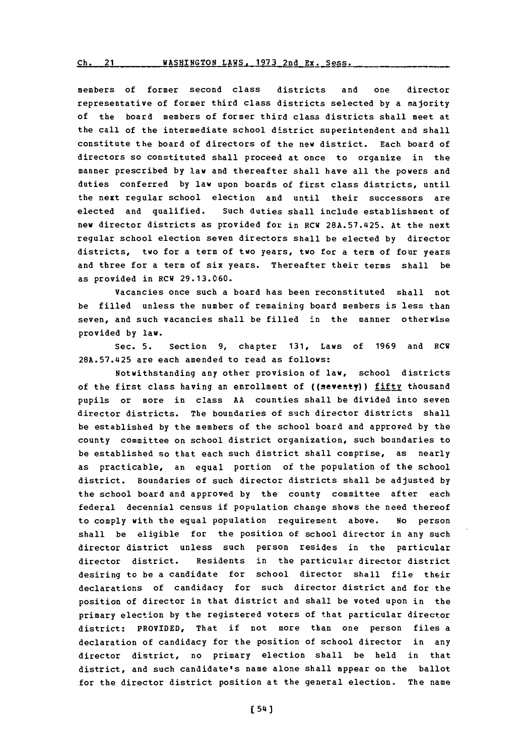members of former second class districts and one director representative of former third class districts selected by a majority of the board members of former third class districts shall meet at the call of the intermediate school district superintendent and shall constitute the board of directors of the new district. Each board of directors so constituted shall proceed at once to organize in the manner prescribed by law and thereafter shall have all the powers and duties conferred by law upon boards of first class districts, until the next regular school election and until their successors are elected and qualified. Such duties shall include establishment of new director districts as provided for in RCW 28A.57.425. At the next regular school election seven directors shall be elected by director districts, two for a term of two years, two for a term of four years and three for a term of six years. Thereafter their terms shall be as provided in RCW 29.13.060.

Vacancies once such a board has been reconstituted shall not be filled unless the number of remaining board members is less than seven, and such vacancies shall be filled in the manner otherwise provided by law.

Sec. 5. Section 9, chapter 131, Laws of 1969 and RCW 28A.57.425 are each amended to read as follows:

Notwithstanding any other provision of law, school districts of the first class having an enrollment of ((~~seventy~~)) fifty thousand pupils or more in class AA counties shall be divided into seven director districts. The boundaries of such director districts shall be established by the members of the school board and approved by the county committee on school district organization, such boundaries to be established so that each such district shall comprise, as nearly as practicable, an equal portion of the population of the school district. Boundaries of such director districts shall be adjusted by the school board and approved by the county committee after each federal decennial census if population change shows the need thereof to comply with the equal population requirement above. No person shall be eligible for the position of school director in any such director district unless such person resides in the particular director district. Residents in the particular director district desiring to be a candidate for school director shall file their declarations of candidacy for such director district and for the position of director in that district and shall be voted upon in the primary election by the registered voters of that particular director district: PROVIDED, That if not more than one person files a declaration of candidacy for the position of school director in any director district, no primary election shall be held in that district, and such candidate's name alone shall appear on the ballot for the director district position at the general election. The name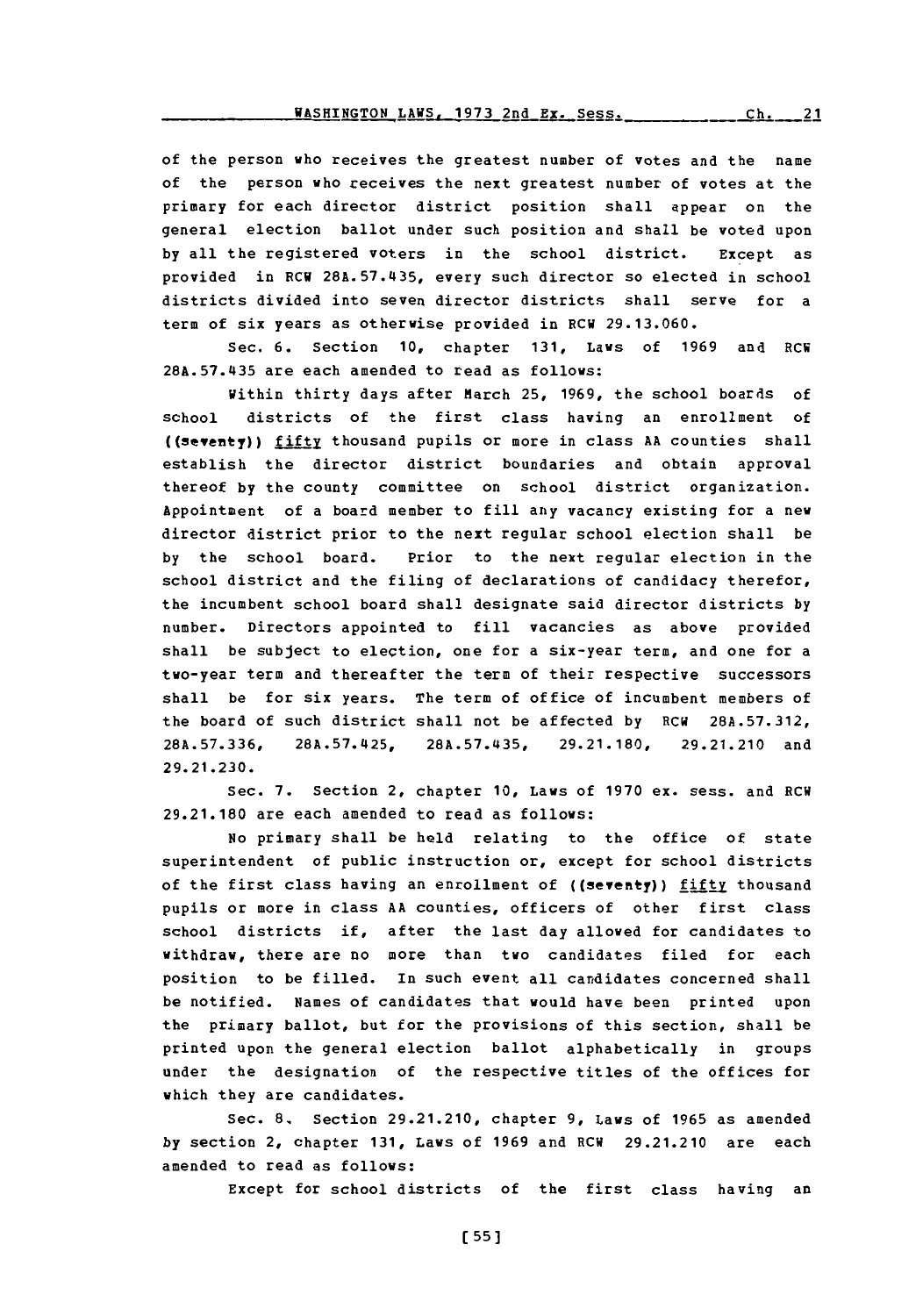of the person who receives the greatest number of votes and the name of the person who receives the next greatest number of votes at the primary for each director district position shall appear on the general election ballot under such position and shall be voted upon by all the registered voters in the school district. Except as provided in RCW 28A.57.435, every such director so elected in school districts divided into seven director districts shall serve for a term of six years as otherwise provided in RCW 29.13.060.

Sec. 6. Section 10, chapter 131, Laws of 1969 and RCW 28A.57.435 are each amended to read as follows:

Within thirty days after March 25, 1969, the school boards of school districts of the first class having an enrollment of ((seventy)) fifty thousand pupils or more in class AA counties shall establish the director district boundaries and obtain approval thereof by the county committee on school district organization. Appointment of a board member to fill any vacancy existing for a new director district prior to the next regular school election shall be by the school board. Prior to the next regular election in the school district and the filing of declarations of candidacy therefor, the incumbent school board shall designate said director districts by number. Directors appointed to fill vacancies as above provided shall be subject to election, one for a six-year term, and one for a two-year term and thereafter the term of their respective successors shall be for six years. The term of office of incumbent members of the board of such district shall not be affected by RCW 28A.57.312, 28A.57.336, 28A.57.425, 28A.57.435, 29.21.180, 29.21.210 and 29.21.230.

Sec. 7. Section 2, chapter 10, Laws of 1970 ex. sess. and RCW 29.21.180 are each amended to read as follows:

No primary shall be held relating to the office of state superintendent of public instruction or, except for school districts of the first class having an enrollment of ((seventy)) fifty thousand pupils or more in class AA counties, officers of other first class school districts if, after the last day allowed for candidates to withdraw, there are no more than two candidates filed for each position to be filled. In such event all candidates concerned shall be notified. Names of candidates that would have been printed upon the primary ballot, but for the provisions of this section, shall be printed upon the general election ballot alphabetically in groups under the designation of the respective titles of the offices for which they are candidates.

Sec. 8. Section 29.21.210, chapter 9, Laws of 1965 as amended by section 2, chapter 131, Laws of 1969 and RCW 29.21.210 are each amended to read as follows:

Except for school districts of the first class having an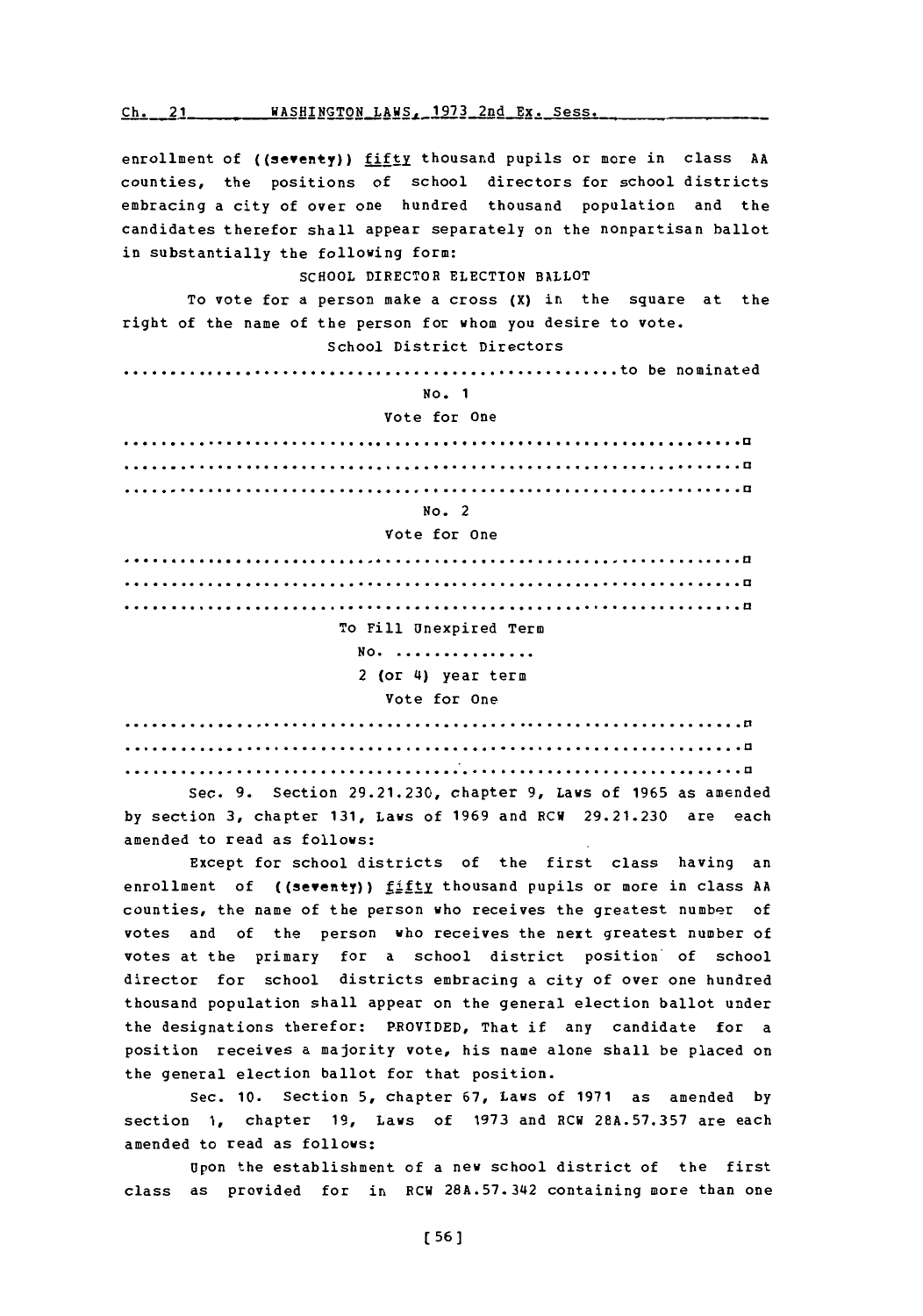enrollment of ((seventy)) fifty thousand pupils or more in class AA counties, the positions of school directors for school districts embracing a city of over one hundred thousand population and the candidates therefor shall appear separately on the nonpartisan ballot in substantially the following form:

SCHOOL DIRECTOR ELECTION BALLOT

To vote for a person make a cross (X) in the square at the right of the name of the person for whom you desire to vote.

School District Directors

.......................................................to be nominated

No. 1

Vote for One

..............................................................□
..............................................................□
..............................................................□

No. 2

Vote for One

..............................................................□
..............................................................□
..............................................................□

To Fill Unexpired Term

No. ...............

2 (or 4) year term

Vote for One

..............................................................□
..............................................................□
..............................................................□

Sec. 9. Section 29.21.230, chapter 9, Laws of 1965 as amended by section 3, chapter 131, Laws of 1969 and RCW 29.21.230 are each amended to read as follows:

Except for school districts of the first class having an enrollment of ((seventy)) fifty thousand pupils or more in class AA counties, the name of the person who receives the greatest number of votes and of the person who receives the next greatest number of votes at the primary for a school district position of school director for school districts embracing a city of over one hundred thousand population shall appear on the general election ballot under the designations therefor: PROVIDED, That if any candidate for a position receives a majority vote, his name alone shall be placed on the general election ballot for that position.

Sec. 10. Section 5, chapter 67, Laws of 1971 as amended by section 1, chapter 19, Laws of 1973 and RCW 28A.57.357 are each amended to read as follows:

Upon the establishment of a new school district of the first class as provided for in RCW 28A.57.342 containing more than one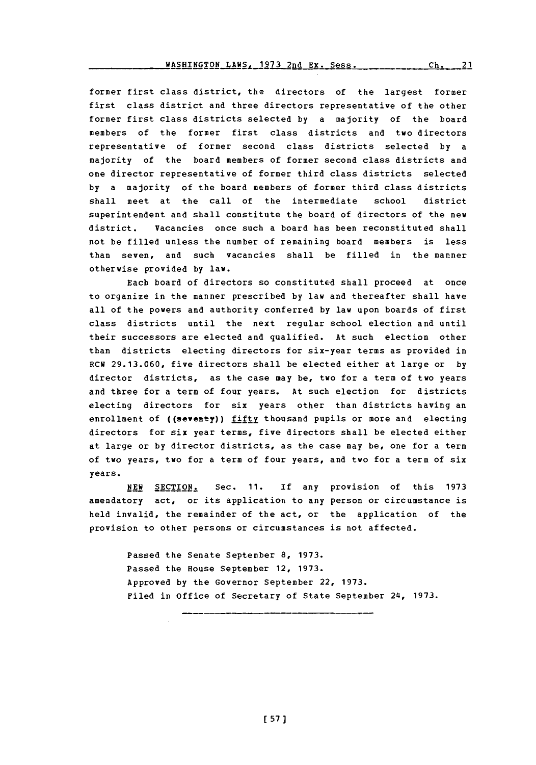former first class district, the directors of the largest former first class district and three directors representative of the other former first class districts selected by a majority of the board members of the former first class districts and two directors representative of former second class districts selected by a majority of the board members of former second class districts and one director representative of former third class districts selected by a majority of the board members of former third class districts shall meet at the call of the intermediate school district superintendent and shall constitute the board of directors of the new district. Vacancies once such a board has been reconstituted shall not be filled unless the number of remaining board members is less than seven, and such vacancies shall be filled in the manner otherwise provided by law.

Each board of directors so constituted shall proceed at once to organize in the manner prescribed by law and thereafter shall have all of the powers and authority conferred by law upon boards of first class districts until the next regular school election and until their successors are elected and qualified. At such election other than districts electing directors for six-year terms as provided in RCW 29.13.060, five directors shall be elected either at large or by director districts, as the case may be, two for a term of two years and three for a term of four years. At such election for districts electing directors for six years other than districts having an enrollment of ((seventy)) fifty thousand pupils or more and electing directors for six year terms, five directors shall be elected either at large or by director districts, as the case may be, one for a term of two years, two for a term of four years, and two for a term of six years.

NEW SECTION. Sec. 11. If any provision of this 1973 amendatory act, or its application to any person or circumstance is held invalid, the remainder of the act, or the application of the provision to other persons or circumstances is not affected.

Passed the Senate September 8, 1973.
Passed the House September 12, 1973.
Approved by the Governor September 22, 1973.
Filed in Office of Secretary of State September 24, 1973.